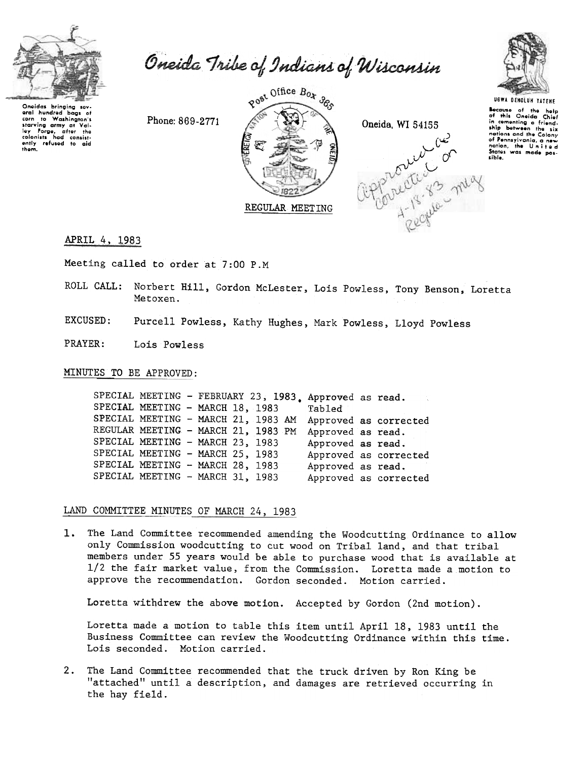# Oneida Tribe of Indians of Wisconsin

Oneidas bringing several hundred bags of corn to Washington's starving army at Valley Forge, after the colonists had consistently refused to aid them.

Phone: 869-2771

Post Office Box 365

Oneida, WI 54155

UGWA DEMOLUH YATEHE

Because of the help of this Oneida Chief in cementing a friendship between the six nations and the Colony of Pennsylvania, a new nation, the United States was made possible.

Approved as corrected on 4-18-83 Regular mtg

REGULAR MEETING

APRIL 4, 1983

Meeting called to order at 7:00 P.M

ROLL CALL: Norbert Hill, Gordon McLester, Lois Powless, Tony Benson, Loretta Metoxen.

EXCUSED: Purcell Powless, Kathy Hughes, Mark Powless, Lloyd Powless

PRAYER: Lois Powless

MINUTES TO BE APPROVED:

| | |
|---|---|
| SPECIAL MEETING - FEBRUARY 23, 1983 | Approved as read. |
| SPECIAL MEETING - MARCH 18, 1983 | Tabled |
| SPECIAL MEETING - MARCH 21, 1983 AM | Approved as corrected |
| REGULAR MEETING - MARCH 21, 1983 PM | Approved as read. |
| SPECIAL MEETING - MARCH 23, 1983 | Approved as read. |
| SPECIAL MEETING - MARCH 25, 1983 | Approved as corrected |
| SPECIAL MEETING - MARCH 28, 1983 | Approved as read. |
| SPECIAL MEETING - MARCH 31, 1983 | Approved as corrected |

LAND COMMITTEE MINUTES OF MARCH 24, 1983

1. The Land Committee recommended amending the Woodcutting Ordinance to allow only Commission woodcutting to cut wood on Tribal land, and that tribal members under 55 years would be able to purchase wood that is available at 1/2 the fair market value, from the Commission. Loretta made a motion to approve the recommendation. Gordon seconded. Motion carried.

   Loretta withdrew the above motion. Accepted by Gordon (2nd motion).

   Loretta made a motion to table this item until April 18, 1983 until the Business Committee can review the Woodcutting Ordinance within this time. Lois seconded. Motion carried.

2. The Land Committee recommended that the truck driven by Ron King be "attached" until a description, and damages are retrieved occurring in the hay field.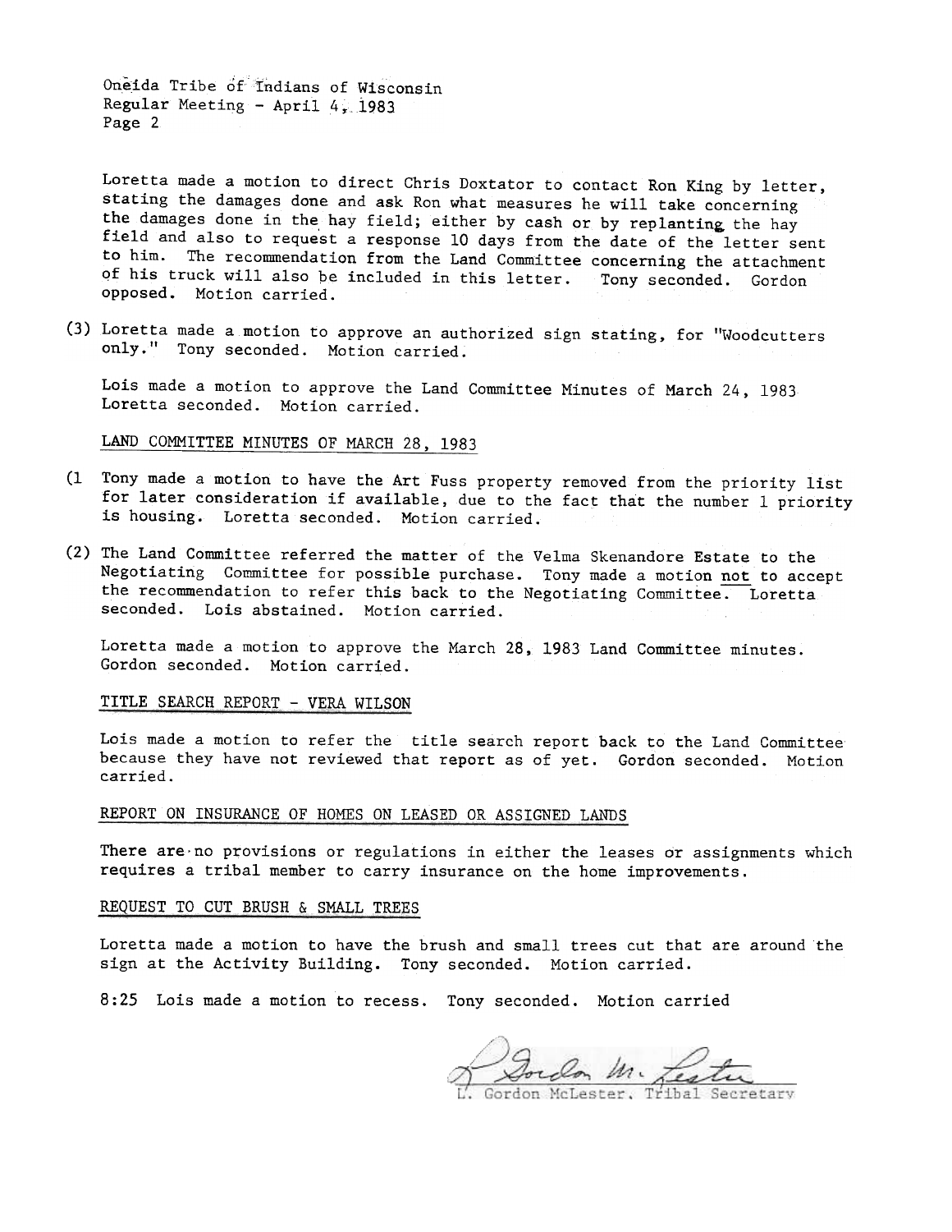Loretta made a motion to direct Chris Doxtator to contact Ron King by letter, stating the damages done and ask Ron what measures he will take concerning the damages done in the hay field; either by cash or by replanting the hay field and also to request a response 10 days from the date of the letter sent to him. The recommendation from the Land Committee concerning the attachment of his truck will also be included in this letter. Tony seconded. Gordon opposed. Motion carried.

(3) Loretta made a motion to approve an authorized sign stating, for "Woodcutters only." Tony seconded. Motion carried.

Lois made a motion to approve the Land Committee Minutes of March 24, 1983 Loretta seconded. Motion carried.

LAND COMMITTEE MINUTES OF MARCH 28, 1983

(1 Tony made a motion to have the Art Fuss property removed from the priority list for later consideration if available, due to the fact that the number 1 priority is housing. Loretta seconded. Motion carried.

(2) The Land Committee referred the matter of the Velma Skenandore Estate to the Negotiating Committee for possible purchase. Tony made a motion not to accept the recommendation to refer this back to the Negotiating Committee. Loretta seconded. Lois abstained. Motion carried.

Loretta made a motion to approve the March 28, 1983 Land Committee minutes. Gordon seconded. Motion carried.

TITLE SEARCH REPORT - VERA WILSON

Lois made a motion to refer the title search report back to the Land Committee because they have not reviewed that report as of yet. Gordon seconded. Motion carried.

REPORT ON INSURANCE OF HOMES ON LEASED OR ASSIGNED LANDS

There are no provisions or regulations in either the leases or assignments which requires a tribal member to carry insurance on the home improvements.

REQUEST TO CUT BRUSH & SMALL TREES

Loretta made a motion to have the brush and small trees cut that are around the sign at the Activity Building. Tony seconded. Motion carried.

8:25 Lois made a motion to recess. Tony seconded. Motion carried

L. Gordon McLester, Tribal Secretary